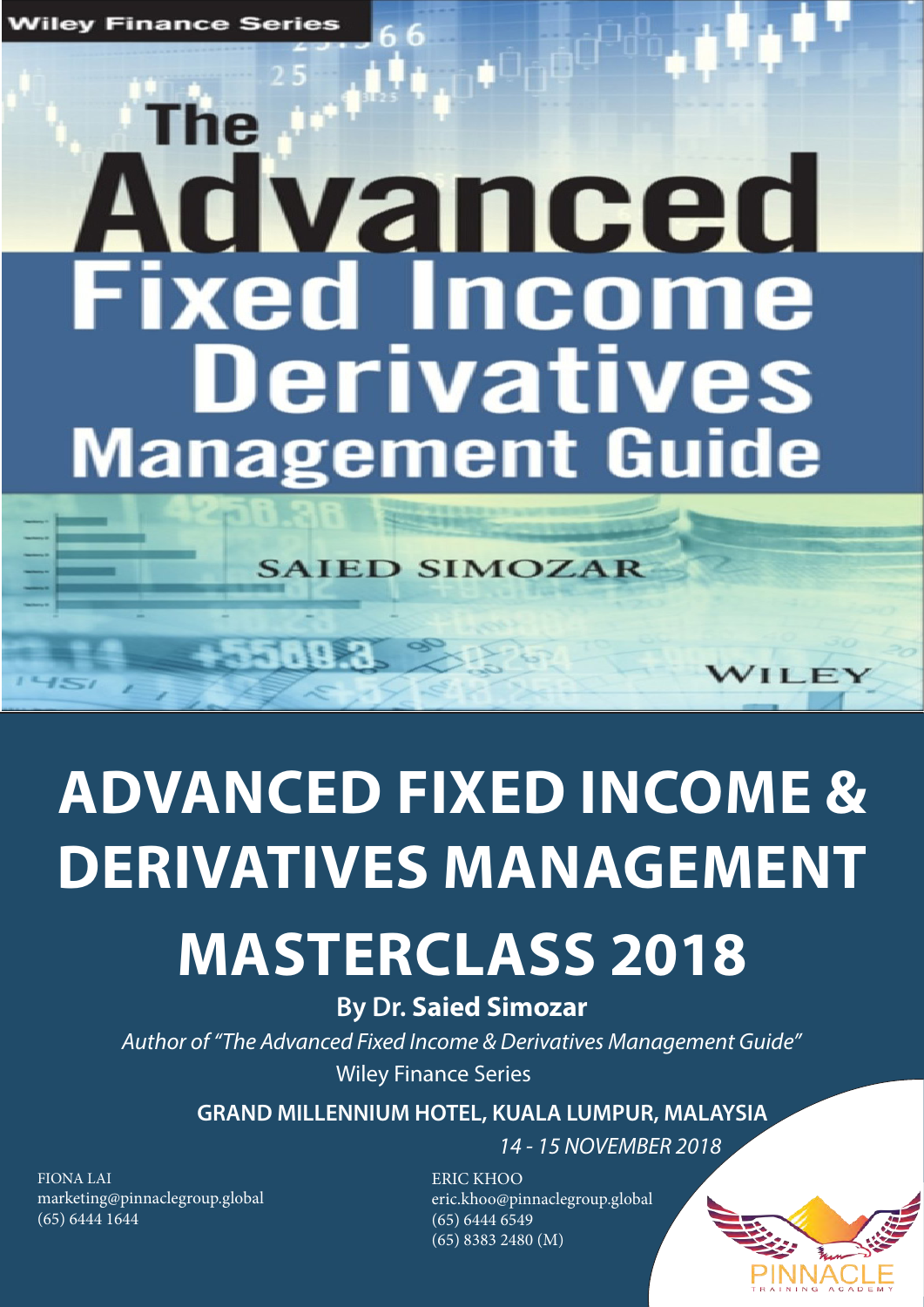Wiley Finance Series

# The Advanced Fixed Income Derivatives Management Guide

SAIED SIMOZAR

WILEY

# ADVANCED FIXED INCOME & DERIVATIVES MANAGEMENT MASTERCLASS 2018

**By Dr. Saied Simozar**

*Author of "The Advanced Fixed Income & Derivatives Management Guide"*

Wiley Finance Series

**GRAND MILLENNIUM HOTEL, KUALA LUMPUR, MALAYSIA**

*14 - 15 NOVEMBER 2018*

FIONA LAI
marketing@pinnaclegroup.global
(65) 6444 1644

ERIC KHOO
eric.khoo@pinnaclegroup.global
(65) 6444 6549
(65) 8383 2480 (M)

PINNACLE
TRAINING ACADEMY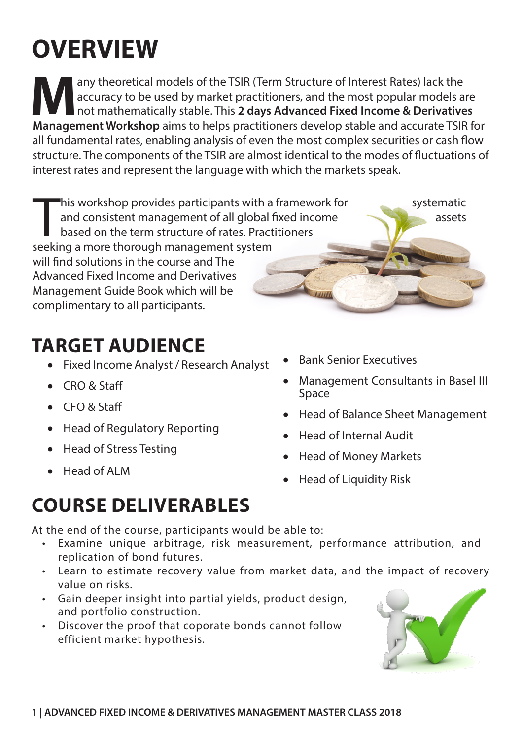# OVERVIEW

Many theoretical models of the TSIR (Term Structure of Interest Rates) lack the accuracy to be used by market practitioners, and the most popular models are not mathematically stable. This **2 days Advanced Fixed Income & Derivatives Management Workshop** aims to helps practitioners develop stable and accurate TSIR for all fundamental rates, enabling analysis of even the most complex securities or cash flow structure. The components of the TSIR are almost identical to the modes of fluctuations of interest rates and represent the language with which the markets speak.

This workshop provides participants with a framework for systematic and consistent management of all global fixed income assets based on the term structure of rates. Practitioners seeking a more thorough management system will find solutions in the course and The Advanced Fixed Income and Derivatives Management Guide Book which will be complimentary to all participants.

# TARGET AUDIENCE

- Fixed Income Analyst / Research Analyst
- CRO & Staff
- CFO & Staff
- Head of Regulatory Reporting
- Head of Stress Testing
- Head of ALM
- Bank Senior Executives
- Management Consultants in Basel III Space
- Head of Balance Sheet Management
- Head of Internal Audit
- Head of Money Markets
- Head of Liquidity Risk

# COURSE DELIVERABLES

At the end of the course, participants would be able to:

- Examine unique arbitrage, risk measurement, performance attribution, and replication of bond futures.
- Learn to estimate recovery value from market data, and the impact of recovery value on risks.
- Gain deeper insight into partial yields, product design, and portfolio construction.
- Discover the proof that coporate bonds cannot follow efficient market hypothesis.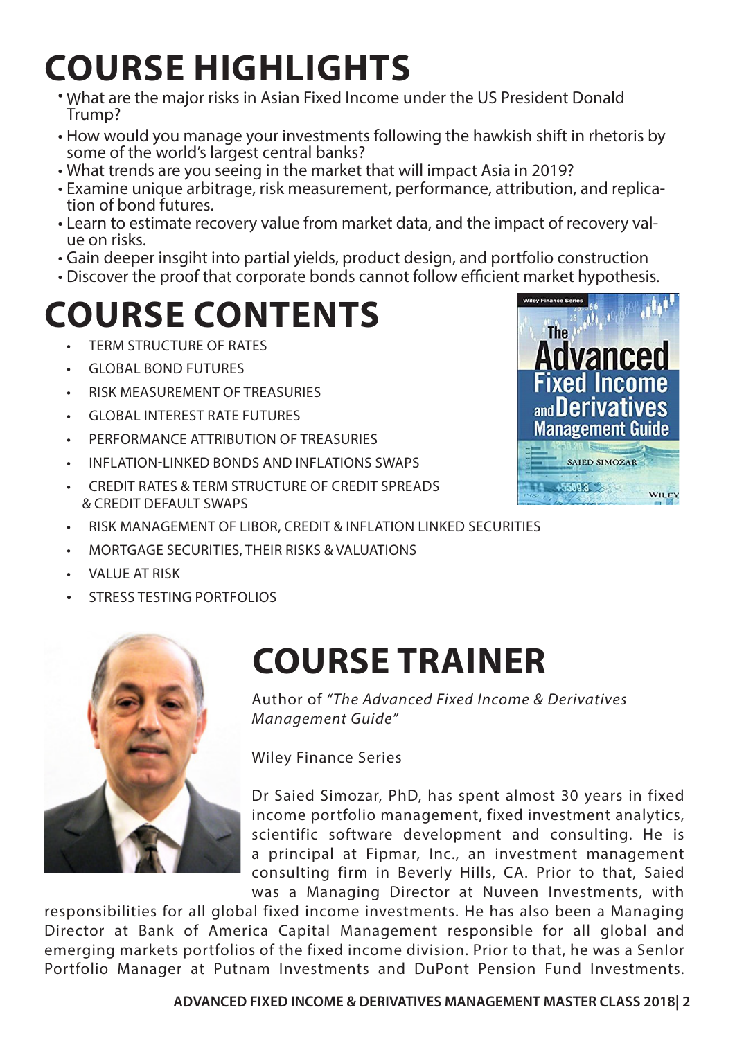# COURSE HIGHLIGHTS

- What are the major risks in Asian Fixed Income under the US President Donald Trump?
- How would you manage your investments following the hawkish shift in rhetoris by some of the world's largest central banks?
- What trends are you seeing in the market that will impact Asia in 2019?
- Examine unique arbitrage, risk measurement, performance, attribution, and replication of bond futures.
- Learn to estimate recovery value from market data, and the impact of recovery value on risks.
- Gain deeper insgiht into partial yields, product design, and portfolio construction
- Discover the proof that corporate bonds cannot follow efficient market hypothesis.

# COURSE CONTENTS

- TERM STRUCTURE OF RATES
- GLOBAL BOND FUTURES
- RISK MEASUREMENT OF TREASURIES
- GLOBAL INTEREST RATE FUTURES
- PERFORMANCE ATTRIBUTION OF TREASURIES
- INFLATION-LINKED BONDS AND INFLATIONS SWAPS
- CREDIT RATES & TERM STRUCTURE OF CREDIT SPREADS & CREDIT DEFAULT SWAPS
- RISK MANAGEMENT OF LIBOR, CREDIT & INFLATION LINKED SECURITIES
- MORTGAGE SECURITIES, THEIR RISKS & VALUATIONS
- VALUE AT RISK
- STRESS TESTING PORTFOLIOS

# COURSE TRAINER

Author of *"The Advanced Fixed Income & Derivatives Management Guide"*

Wiley Finance Series

Dr Saied Simozar, PhD, has spent almost 30 years in fixed income portfolio management, fixed investment analytics, scientific software development and consulting. He is a principal at Fipmar, Inc., an investment management consulting firm in Beverly Hills, CA. Prior to that, Saied was a Managing Director at Nuveen Investments, with responsibilities for all global fixed income investments. He has also been a Managing Director at Bank of America Capital Management responsible for all global and emerging markets portfolios of the fixed income division. Prior to that, he was a Senlor Portfolio Manager at Putnam Investments and DuPont Pension Fund Investments.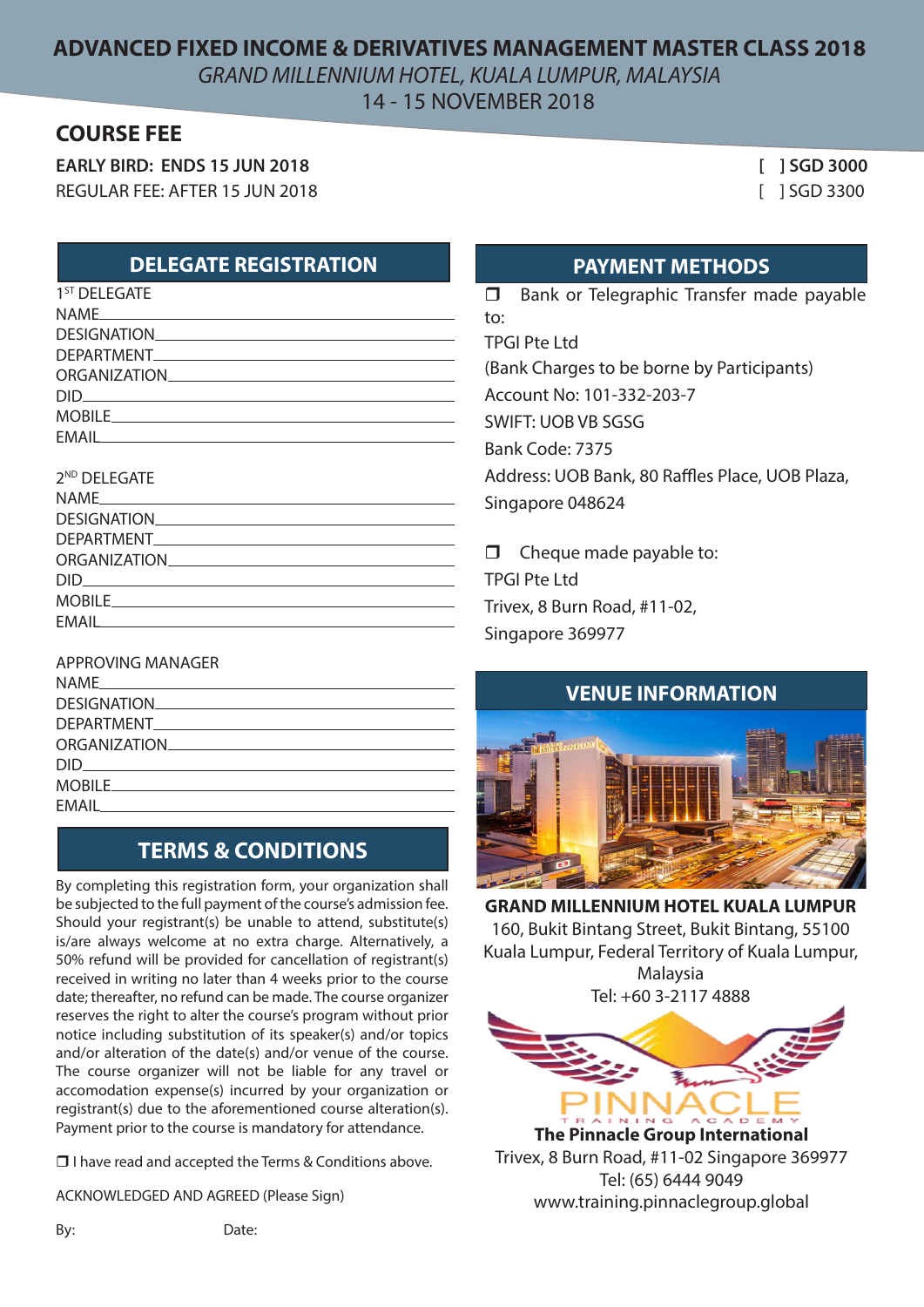# ADVANCED FIXED INCOME & DERIVATIVES MANAGEMENT MASTER CLASS 2018

*GRAND MILLENNIUM HOTEL, KUALA LUMPUR, MALAYSIA*

14 - 15 NOVEMBER 2018

## COURSE FEE

**EARLY BIRD: ENDS 15 JUN 2018** **[ ] SGD 3000**

REGULAR FEE: AFTER 15 JUN 2018 [ ] SGD 3300

## DELEGATE REGISTRATION

1ST DELEGATE

NAME\_\_\_\_\_\_\_\_\_\_\_\_\_\_\_\_\_\_\_\_\_\_\_\_\_\_\_\_\_\_\_\_\_\_\_\_

DESIGNATION\_\_\_\_\_\_\_\_\_\_\_\_\_\_\_\_\_\_\_\_\_\_\_\_\_\_\_\_\_\_

DEPARTMENT\_\_\_\_\_\_\_\_\_\_\_\_\_\_\_\_\_\_\_\_\_\_\_\_\_\_\_\_\_\_

ORGANIZATION\_\_\_\_\_\_\_\_\_\_\_\_\_\_\_\_\_\_\_\_\_\_\_\_\_\_\_\_\_

DID\_\_\_\_\_\_\_\_\_\_\_\_\_\_\_\_\_\_\_\_\_\_\_\_\_\_\_\_\_\_\_\_\_\_\_\_\_

MOBILE\_\_\_\_\_\_\_\_\_\_\_\_\_\_\_\_\_\_\_\_\_\_\_\_\_\_\_\_\_\_\_\_\_\_

EMAIL\_\_\_\_\_\_\_\_\_\_\_\_\_\_\_\_\_\_\_\_\_\_\_\_\_\_\_\_\_\_\_\_\_\_\_

2ND DELEGATE

NAME\_\_\_\_\_\_\_\_\_\_\_\_\_\_\_\_\_\_\_\_\_\_\_\_\_\_\_\_\_\_\_\_\_\_\_\_

DESIGNATION\_\_\_\_\_\_\_\_\_\_\_\_\_\_\_\_\_\_\_\_\_\_\_\_\_\_\_\_\_\_

DEPARTMENT\_\_\_\_\_\_\_\_\_\_\_\_\_\_\_\_\_\_\_\_\_\_\_\_\_\_\_\_\_\_

ORGANIZATION\_\_\_\_\_\_\_\_\_\_\_\_\_\_\_\_\_\_\_\_\_\_\_\_\_\_\_\_\_

DID\_\_\_\_\_\_\_\_\_\_\_\_\_\_\_\_\_\_\_\_\_\_\_\_\_\_\_\_\_\_\_\_\_\_\_\_\_

MOBILE\_\_\_\_\_\_\_\_\_\_\_\_\_\_\_\_\_\_\_\_\_\_\_\_\_\_\_\_\_\_\_\_\_\_

EMAIL\_\_\_\_\_\_\_\_\_\_\_\_\_\_\_\_\_\_\_\_\_\_\_\_\_\_\_\_\_\_\_\_\_\_\_

APPROVING MANAGER

NAME\_\_\_\_\_\_\_\_\_\_\_\_\_\_\_\_\_\_\_\_\_\_\_\_\_\_\_\_\_\_\_\_\_\_\_\_

DESIGNATION\_\_\_\_\_\_\_\_\_\_\_\_\_\_\_\_\_\_\_\_\_\_\_\_\_\_\_\_\_\_

DEPARTMENT\_\_\_\_\_\_\_\_\_\_\_\_\_\_\_\_\_\_\_\_\_\_\_\_\_\_\_\_\_\_

ORGANIZATION\_\_\_\_\_\_\_\_\_\_\_\_\_\_\_\_\_\_\_\_\_\_\_\_\_\_\_\_\_

DID\_\_\_\_\_\_\_\_\_\_\_\_\_\_\_\_\_\_\_\_\_\_\_\_\_\_\_\_\_\_\_\_\_\_\_\_\_

MOBILE\_\_\_\_\_\_\_\_\_\_\_\_\_\_\_\_\_\_\_\_\_\_\_\_\_\_\_\_\_\_\_\_\_\_

EMAIL\_\_\_\_\_\_\_\_\_\_\_\_\_\_\_\_\_\_\_\_\_\_\_\_\_\_\_\_\_\_\_\_\_\_\_

## TERMS & CONDITIONS

By completing this registration form, your organization shall be subjected to the full payment of the course's admission fee. Should your registrant(s) be unable to attend, substitute(s) is/are always welcome at no extra charge. Alternatively, a 50% refund will be provided for cancellation of registrant(s) received in writing no later than 4 weeks prior to the course date; thereafter, no refund can be made. The course organizer reserves the right to alter the course's program without prior notice including substitution of its speaker(s) and/or topics and/or alteration of the date(s) and/or venue of the course. The course organizer will not be liable for any travel or accomodation expense(s) incurred by your organization or registrant(s) due to the aforementioned course alteration(s). Payment prior to the course is mandatory for attendance.

❒ I have read and accepted the Terms & Conditions above.

ACKNOWLEDGED AND AGREED (Please Sign)

By: Date:

## PAYMENT METHODS

❒ Bank or Telegraphic Transfer made payable to:

TPGI Pte Ltd

(Bank Charges to be borne by Participants)

Account No: 101-332-203-7

SWIFT: UOB VB SGSG

Bank Code: 7375

Address: UOB Bank, 80 Raffles Place, UOB Plaza, Singapore 048624

❒ Cheque made payable to:

TPGI Pte Ltd

Trivex, 8 Burn Road, #11-02,

Singapore 369977

## VENUE INFORMATION

**GRAND MILLENNIUM HOTEL KUALA LUMPUR**

160, Bukit Bintang Street, Bukit Bintang, 55100 Kuala Lumpur, Federal Territory of Kuala Lumpur, Malaysia

Tel: +60 3-2117 4888

PINNACLE TRAINING ACADEMY

**The Pinnacle Group International**

Trivex, 8 Burn Road, #11-02 Singapore 369977

Tel: (65) 6444 9049

www.training.pinnaclegroup.global